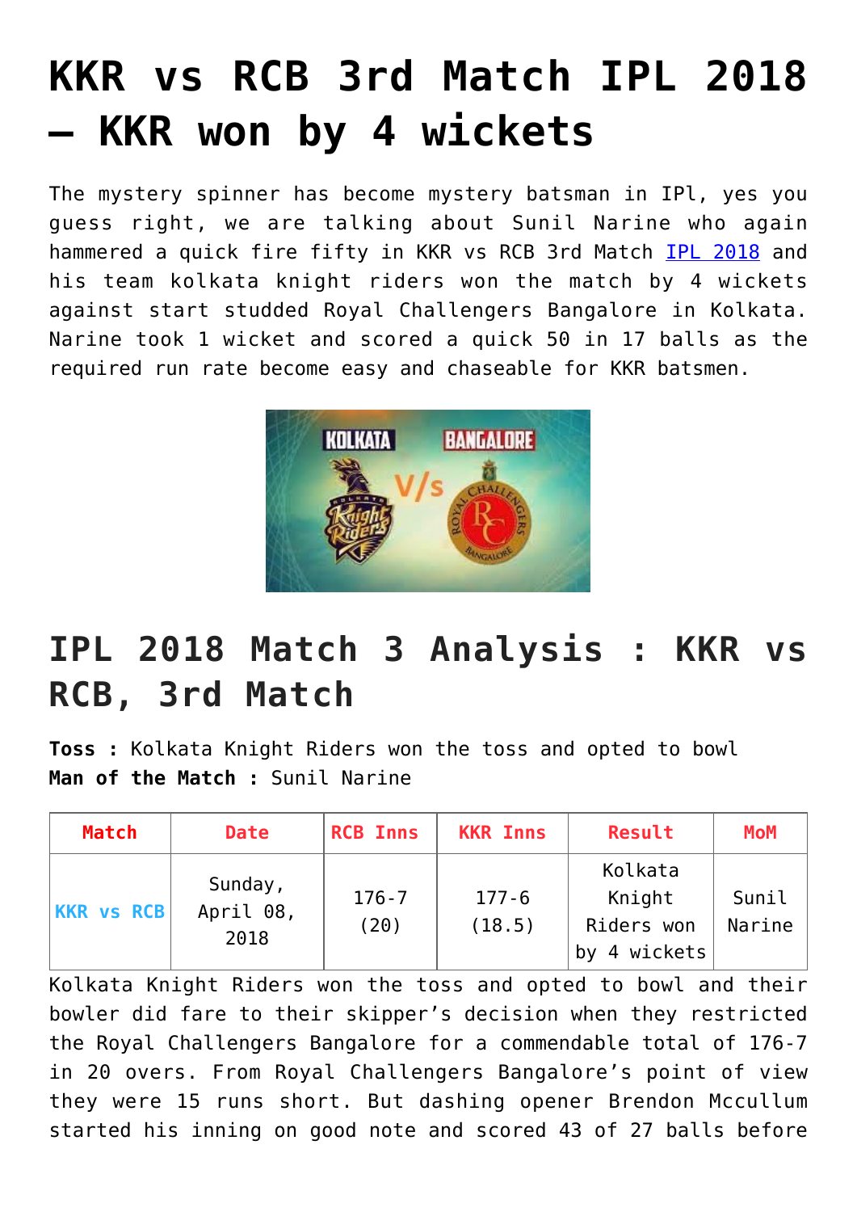# KKR vs RCB 3rd Match IPL 2018 – KKR won by 4 wickets

The mystery spinner has become mystery batsman in IPl, yes you guess right, we are talking about Sunil Narine who again hammered a quick fire fifty in KKR vs RCB 3rd Match [IPL 2018](#) and his team kolkata knight riders won the match by 4 wickets against start studded Royal Challengers Bangalore in Kolkata. Narine took 1 wicket and scored a quick 50 in 17 balls as the required run rate become easy and chaseable for KKR batsmen.

## IPL 2018 Match 3 Analysis : KKR vs RCB, 3rd Match

**Toss :** Kolkata Knight Riders won the toss and opted to bowl
**Man of the Match :** Sunil Narine

| Match | Date | RCB Inns | KKR Inns | Result | MoM |
|---|---|---|---|---|---|
| KKR vs RCB | Sunday, April 08, 2018 | 176-7 (20) | 177-6 (18.5) | Kolkata Knight Riders won by 4 wickets | Sunil Narine |

Kolkata Knight Riders won the toss and opted to bowl and their bowler did fare to their skipper's decision when they restricted the Royal Challengers Bangalore for a commendable total of 176-7 in 20 overs. From Royal Challengers Bangalore's point of view they were 15 runs short. But dashing opener Brendon Mccullum started his inning on good note and scored 43 of 27 balls before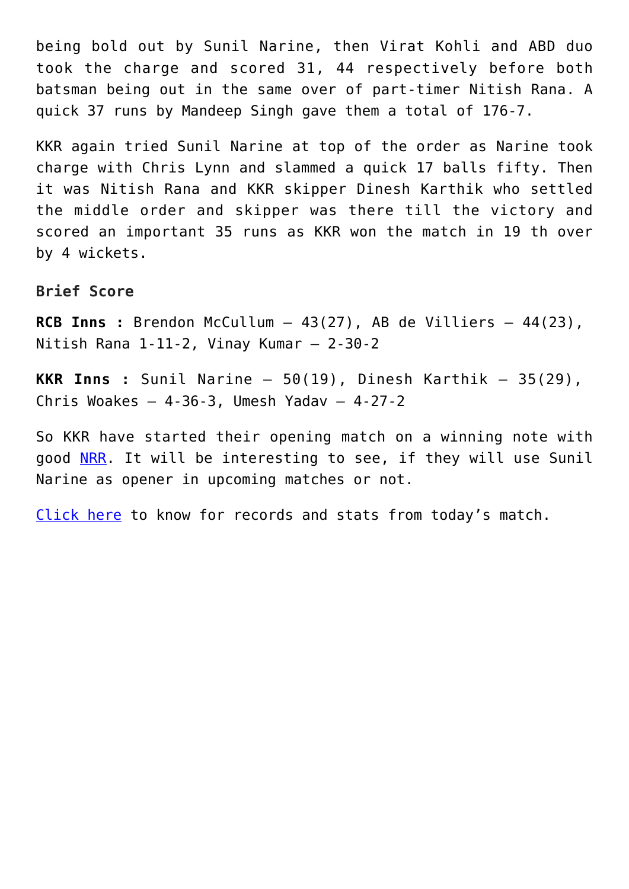being bold out by Sunil Narine, then Virat Kohli and ABD duo took the charge and scored 31, 44 respectively before both batsman being out in the same over of part-timer Nitish Rana. A quick 37 runs by Mandeep Singh gave them a total of 176-7.

KKR again tried Sunil Narine at top of the order as Narine took charge with Chris Lynn and slammed a quick 17 balls fifty. Then it was Nitish Rana and KKR skipper Dinesh Karthik who settled the middle order and skipper was there till the victory and scored an important 35 runs as KKR won the match in 19 th over by 4 wickets.

**Brief Score**

**RCB Inns :** Brendon McCullum – 43(27), AB de Villiers – 44(23), Nitish Rana 1-11-2, Vinay Kumar – 2-30-2

**KKR Inns :** Sunil Narine – 50(19), Dinesh Karthik – 35(29), Chris Woakes – 4-36-3, Umesh Yadav – 4-27-2

So KKR have started their opening match on a winning note with good NRR. It will be interesting to see, if they will use Sunil Narine as opener in upcoming matches or not.

Click here to know for records and stats from today's match.